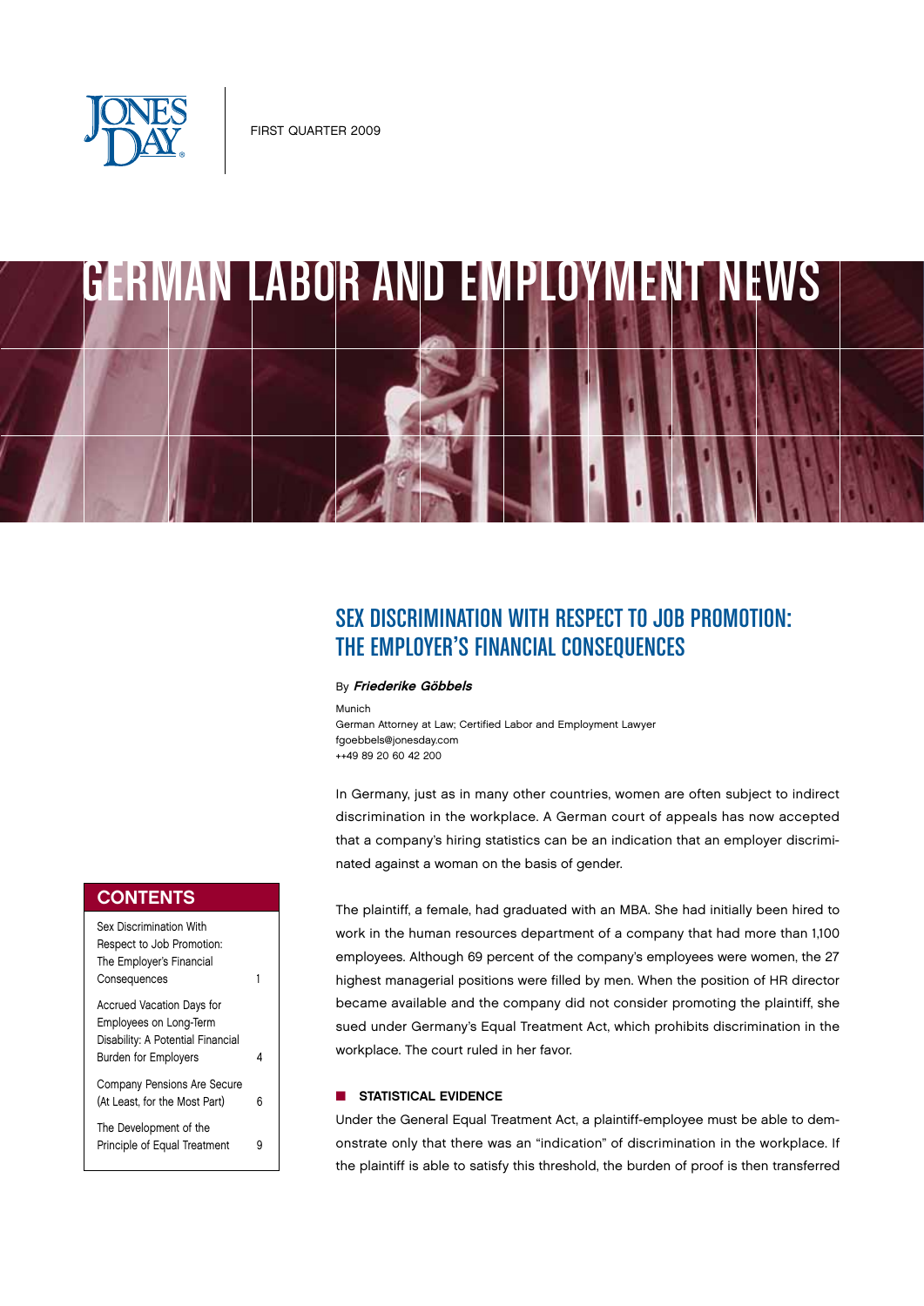FIRST QUARTER 2009

# GERMAN LABOR AND EMPLOYMENT NEWS

## SEX DISCRIMINATION WITH RESPECT TO JOB PROMOTION: THE EMPLOYER'S FINANCIAL CONSEQUENCES

By ***Friederike Göbbels***

Munich
German Attorney at Law; Certified Labor and Employment Lawyer
fgoebbels@jonesday.com
++49 89 20 60 42 200

In Germany, just as in many other countries, women are often subject to indirect discrimination in the workplace. A German court of appeals has now accepted that a company's hiring statistics can be an indication that an employer discriminated against a woman on the basis of gender.

The plaintiff, a female, had graduated with an MBA. She had initially been hired to work in the human resources department of a company that had more than 1,100 employees. Although 69 percent of the company's employees were women, the 27 highest managerial positions were filled by men. When the position of HR director became available and the company did not consider promoting the plaintiff, she sued under Germany's Equal Treatment Act, which prohibits discrimination in the workplace. The court ruled in her favor.

### STATISTICAL EVIDENCE

Under the General Equal Treatment Act, a plaintiff-employee must be able to demonstrate only that there was an "indication" of discrimination in the workplace. If the plaintiff is able to satisfy this threshold, the burden of proof is then transferred

**CONTENTS**

| | |
|---|---|
| Sex Discrimination With Respect to Job Promotion: The Employer's Financial Consequences | 1 |
| Accrued Vacation Days for Employees on Long-Term Disability: A Potential Financial Burden for Employers | 4 |
| Company Pensions Are Secure (At Least, for the Most Part) | 6 |
| The Development of the Principle of Equal Treatment | 9 |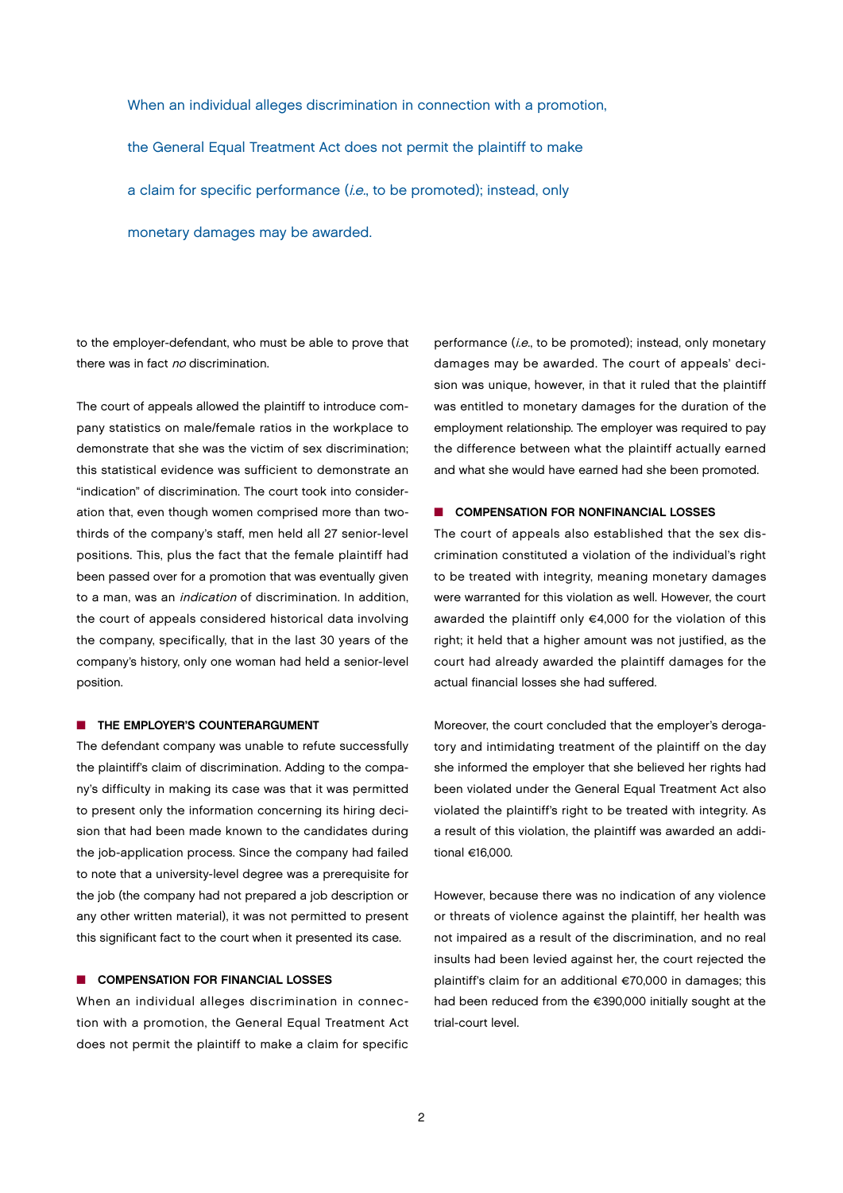> When an individual alleges discrimination in connection with a promotion, the General Equal Treatment Act does not permit the plaintiff to make a claim for specific performance (*i.e.*, to be promoted); instead, only monetary damages may be awarded.

to the employer-defendant, who must be able to prove that there was in fact *no* discrimination.

The court of appeals allowed the plaintiff to introduce company statistics on male/female ratios in the workplace to demonstrate that she was the victim of sex discrimination; this statistical evidence was sufficient to demonstrate an "indication" of discrimination. The court took into consideration that, even though women comprised more than two-thirds of the company's staff, men held all 27 senior-level positions. This, plus the fact that the female plaintiff had been passed over for a promotion that was eventually given to a man, was an *indication* of discrimination. In addition, the court of appeals considered historical data involving the company, specifically, that in the last 30 years of the company's history, only one woman had held a senior-level position.

## THE EMPLOYER'S COUNTERARGUMENT

The defendant company was unable to refute successfully the plaintiff's claim of discrimination. Adding to the company's difficulty in making its case was that it was permitted to present only the information concerning its hiring decision that had been made known to the candidates during the job-application process. Since the company had failed to note that a university-level degree was a prerequisite for the job (the company had not prepared a job description or any other written material), it was not permitted to present this significant fact to the court when it presented its case.

## COMPENSATION FOR FINANCIAL LOSSES

When an individual alleges discrimination in connection with a promotion, the General Equal Treatment Act does not permit the plaintiff to make a claim for specific performance (*i.e.*, to be promoted); instead, only monetary damages may be awarded. The court of appeals' decision was unique, however, in that it ruled that the plaintiff was entitled to monetary damages for the duration of the employment relationship. The employer was required to pay the difference between what the plaintiff actually earned and what she would have earned had she been promoted.

## COMPENSATION FOR NONFINANCIAL LOSSES

The court of appeals also established that the sex discrimination constituted a violation of the individual's right to be treated with integrity, meaning monetary damages were warranted for this violation as well. However, the court awarded the plaintiff only €4,000 for the violation of this right; it held that a higher amount was not justified, as the court had already awarded the plaintiff damages for the actual financial losses she had suffered.

Moreover, the court concluded that the employer's derogatory and intimidating treatment of the plaintiff on the day she informed the employer that she believed her rights had been violated under the General Equal Treatment Act also violated the plaintiff's right to be treated with integrity. As a result of this violation, the plaintiff was awarded an additional €16,000.

However, because there was no indication of any violence or threats of violence against the plaintiff, her health was not impaired as a result of the discrimination, and no real insults had been levied against her, the court rejected the plaintiff's claim for an additional €70,000 in damages; this had been reduced from the €390,000 initially sought at the trial-court level.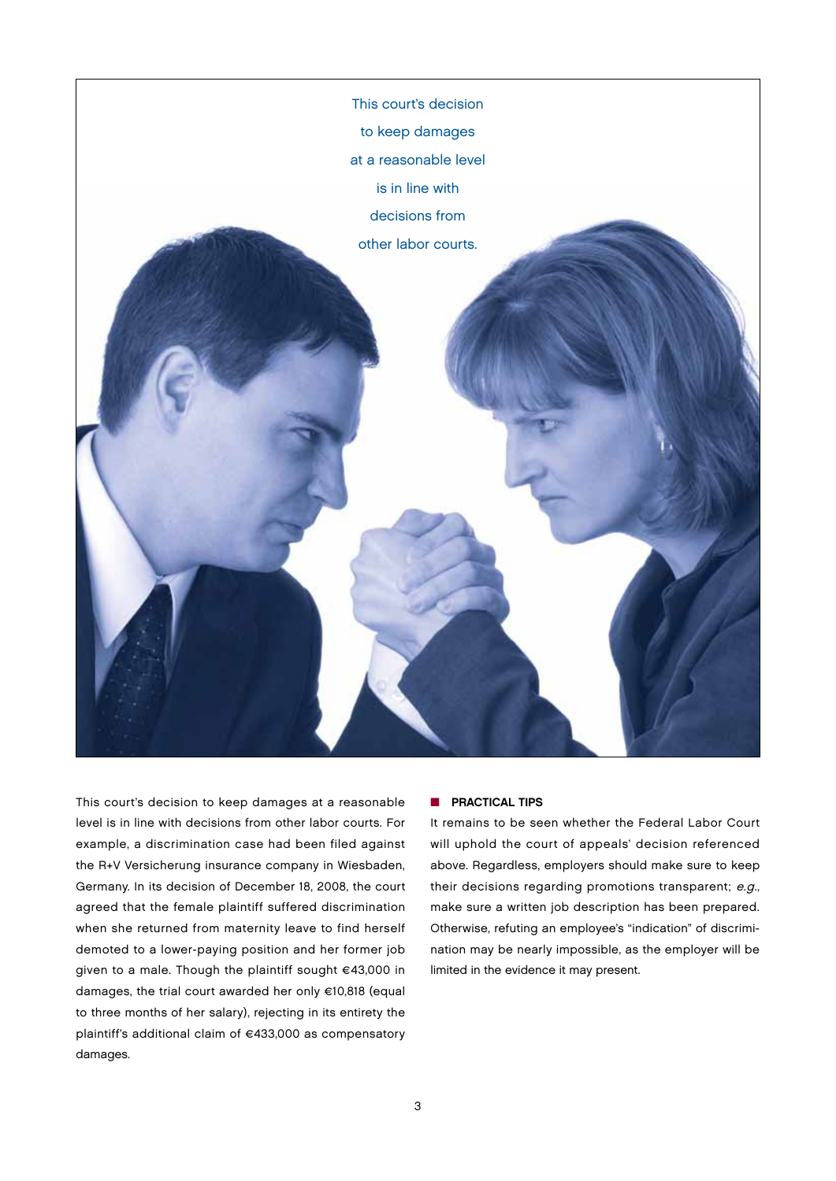This court's decision to keep damages at a reasonable level is in line with decisions from other labor courts.

This court's decision to keep damages at a reasonable level is in line with decisions from other labor courts. For example, a discrimination case had been filed against the R+V Versicherung insurance company in Wiesbaden, Germany. In its decision of December 18, 2008, the court agreed that the female plaintiff suffered discrimination when she returned from maternity leave to find herself demoted to a lower-paying position and her former job given to a male. Though the plaintiff sought €43,000 in damages, the trial court awarded her only €10,818 (equal to three months of her salary), rejecting in its entirety the plaintiff's additional claim of €433,000 as compensatory damages.

## PRACTICAL TIPS

It remains to be seen whether the Federal Labor Court will uphold the court of appeals' decision referenced above. Regardless, employers should make sure to keep their decisions regarding promotions transparent; *e.g.*, make sure a written job description has been prepared. Otherwise, refuting an employee's "indication" of discrimination may be nearly impossible, as the employer will be limited in the evidence it may present.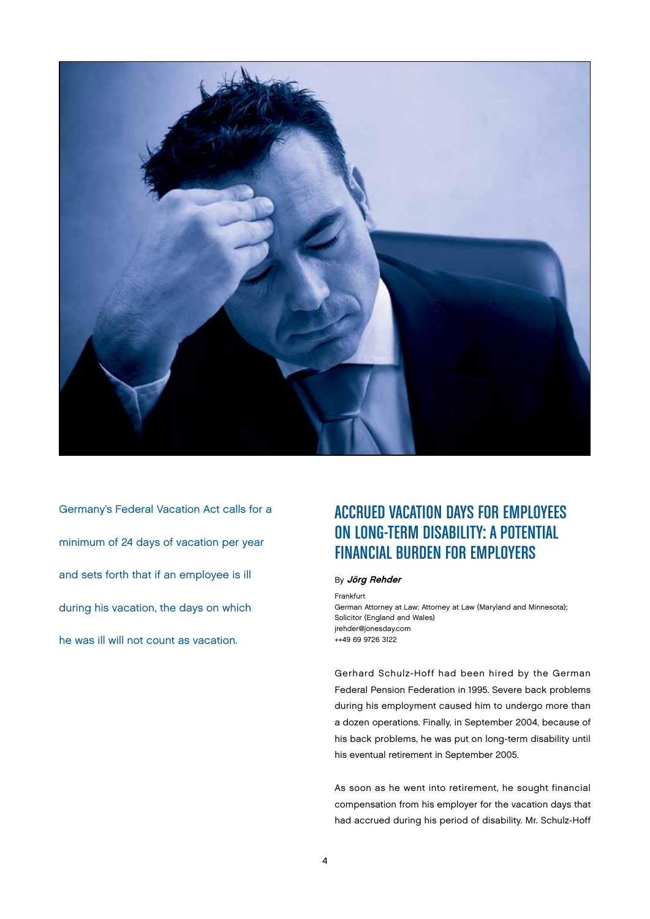Germany's Federal Vacation Act calls for a minimum of 24 days of vacation per year and sets forth that if an employee is ill during his vacation, the days on which he was ill will not count as vacation.

# ACCRUED VACATION DAYS FOR EMPLOYEES ON LONG-TERM DISABILITY: A POTENTIAL FINANCIAL BURDEN FOR EMPLOYERS

By ***Jörg Rehder***

Frankfurt
German Attorney at Law; Attorney at Law (Maryland and Minnesota); Solicitor (England and Wales)
jrehder@jonesday.com
++49 69 9726 3122

Gerhard Schulz-Hoff had been hired by the German Federal Pension Federation in 1995. Severe back problems during his employment caused him to undergo more than a dozen operations. Finally, in September 2004, because of his back problems, he was put on long-term disability until his eventual retirement in September 2005.

As soon as he went into retirement, he sought financial compensation from his employer for the vacation days that had accrued during his period of disability. Mr. Schulz-Hoff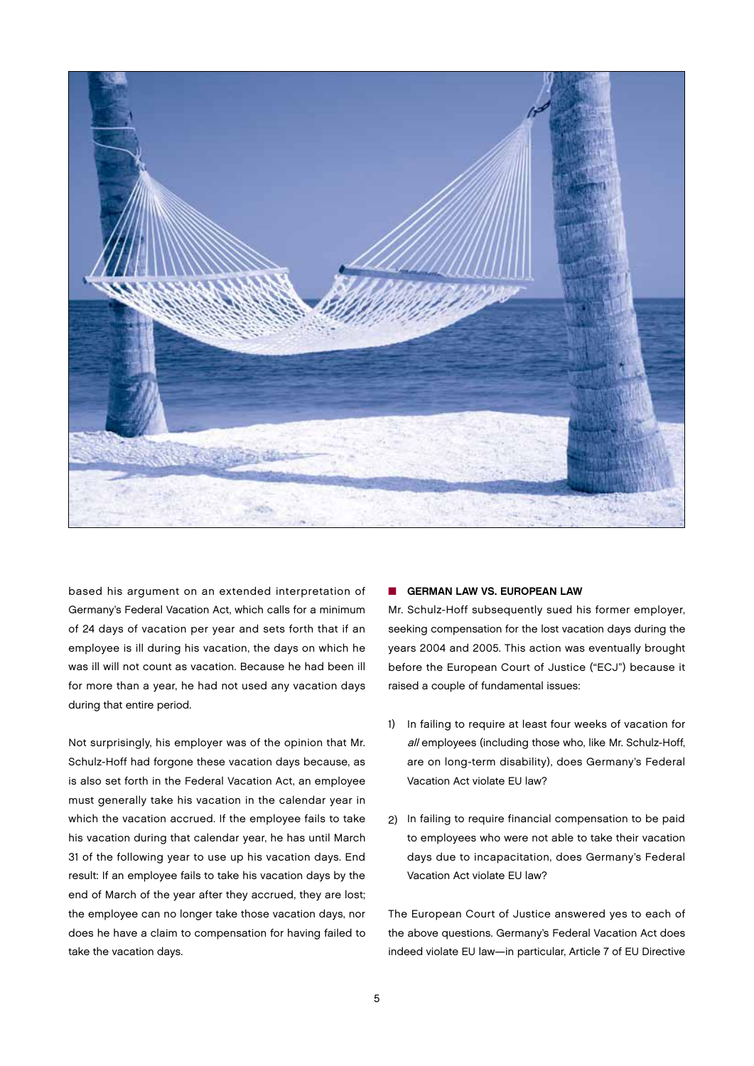based his argument on an extended interpretation of Germany's Federal Vacation Act, which calls for a minimum of 24 days of vacation per year and sets forth that if an employee is ill during his vacation, the days on which he was ill will not count as vacation. Because he had been ill for more than a year, he had not used any vacation days during that entire period.

Not surprisingly, his employer was of the opinion that Mr. Schulz-Hoff had forgone these vacation days because, as is also set forth in the Federal Vacation Act, an employee must generally take his vacation in the calendar year in which the vacation accrued. If the employee fails to take his vacation during that calendar year, he has until March 31 of the following year to use up his vacation days. End result: If an employee fails to take his vacation days by the end of March of the year after they accrued, they are lost; the employee can no longer take those vacation days, nor does he have a claim to compensation for having failed to take the vacation days.

## GERMAN LAW VS. EUROPEAN LAW

Mr. Schulz-Hoff subsequently sued his former employer, seeking compensation for the lost vacation days during the years 2004 and 2005. This action was eventually brought before the European Court of Justice ("ECJ") because it raised a couple of fundamental issues:

1) In failing to require at least four weeks of vacation for *all* employees (including those who, like Mr. Schulz-Hoff, are on long-term disability), does Germany's Federal Vacation Act violate EU law?

2) In failing to require financial compensation to be paid to employees who were not able to take their vacation days due to incapacitation, does Germany's Federal Vacation Act violate EU law?

The European Court of Justice answered yes to each of the above questions. Germany's Federal Vacation Act does indeed violate EU law—in particular, Article 7 of EU Directive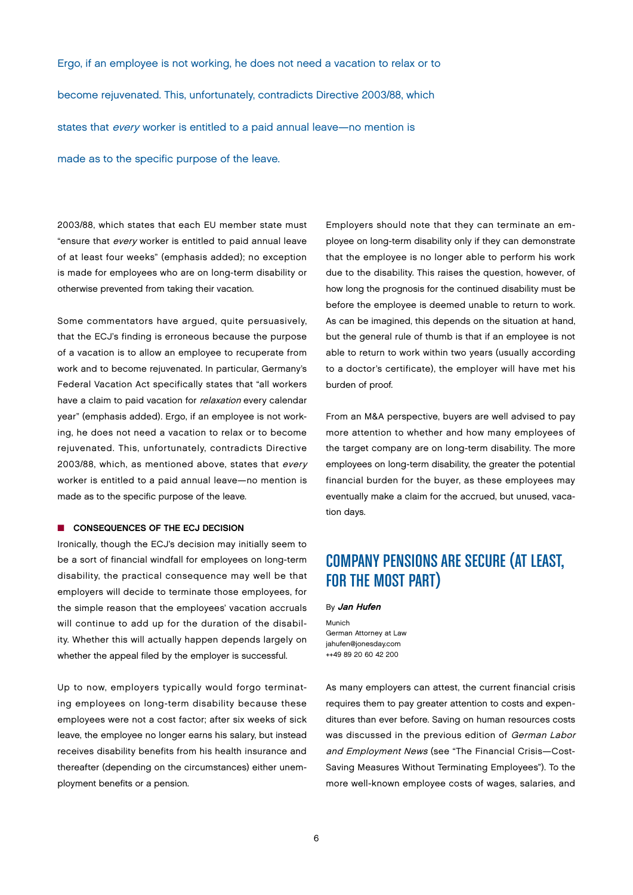Ergo, if an employee is not working, he does not need a vacation to relax or to become rejuvenated. This, unfortunately, contradicts Directive 2003/88, which states that *every* worker is entitled to a paid annual leave—no mention is made as to the specific purpose of the leave.

2003/88, which states that each EU member state must "ensure that *every* worker is entitled to paid annual leave of at least four weeks" (emphasis added); no exception is made for employees who are on long-term disability or otherwise prevented from taking their vacation.

Some commentators have argued, quite persuasively, that the ECJ's finding is erroneous because the purpose of a vacation is to allow an employee to recuperate from work and to become rejuvenated. In particular, Germany's Federal Vacation Act specifically states that "all workers have a claim to paid vacation for *relaxation* every calendar year" (emphasis added). Ergo, if an employee is not working, he does not need a vacation to relax or to become rejuvenated. This, unfortunately, contradicts Directive 2003/88, which, as mentioned above, states that *every* worker is entitled to a paid annual leave—no mention is made as to the specific purpose of the leave.

### CONSEQUENCES OF THE ECJ DECISION

Ironically, though the ECJ's decision may initially seem to be a sort of financial windfall for employees on long-term disability, the practical consequence may well be that employers will decide to terminate those employees, for the simple reason that the employees' vacation accruals will continue to add up for the duration of the disability. Whether this will actually happen depends largely on whether the appeal filed by the employer is successful.

Up to now, employers typically would forgo terminating employees on long-term disability because these employees were not a cost factor; after six weeks of sick leave, the employee no longer earns his salary, but instead receives disability benefits from his health insurance and thereafter (depending on the circumstances) either unemployment benefits or a pension.

Employers should note that they can terminate an employee on long-term disability only if they can demonstrate that the employee is no longer able to perform his work due to the disability. This raises the question, however, of how long the prognosis for the continued disability must be before the employee is deemed unable to return to work. As can be imagined, this depends on the situation at hand, but the general rule of thumb is that if an employee is not able to return to work within two years (usually according to a doctor's certificate), the employer will have met his burden of proof.

From an M&A perspective, buyers are well advised to pay more attention to whether and how many employees of the target company are on long-term disability. The more employees on long-term disability, the greater the potential financial burden for the buyer, as these employees may eventually make a claim for the accrued, but unused, vacation days.

## COMPANY PENSIONS ARE SECURE (AT LEAST, FOR THE MOST PART)

By ***Jan Hufen***

Munich
German Attorney at Law
jahufen@jonesday.com
++49 89 20 60 42 200

As many employers can attest, the current financial crisis requires them to pay greater attention to costs and expenditures than ever before. Saving on human resources costs was discussed in the previous edition of *German Labor and Employment News* (see "The Financial Crisis—Cost-Saving Measures Without Terminating Employees"). To the more well-known employee costs of wages, salaries, and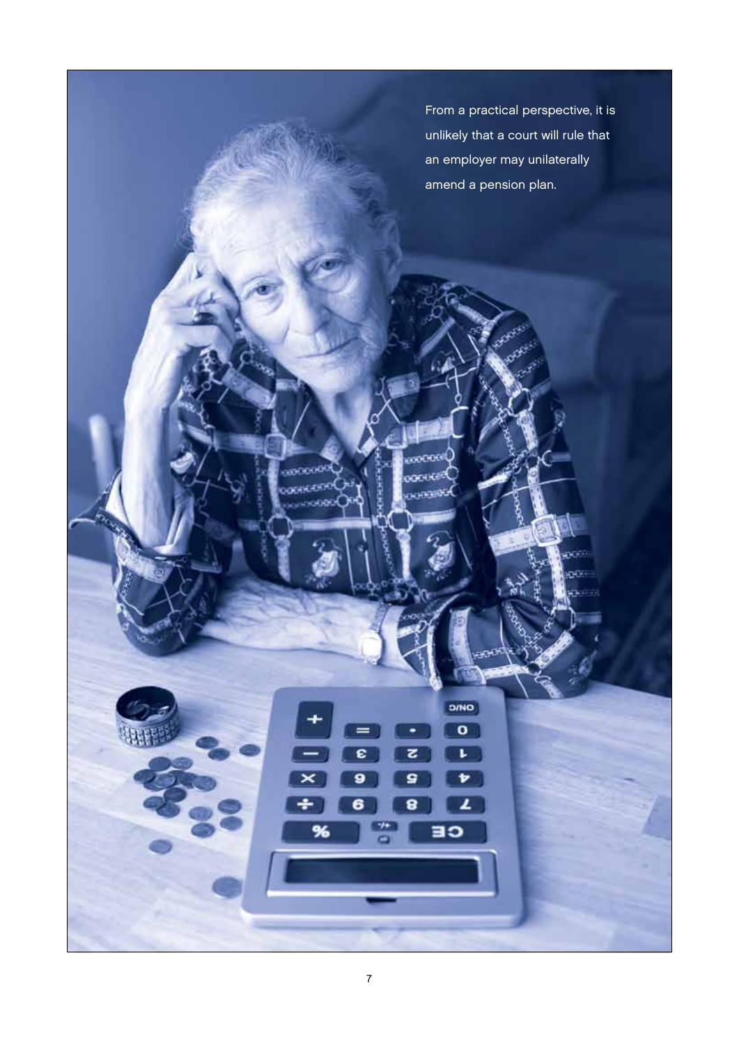From a practical perspective, it is unlikely that a court will rule that an employer may unilaterally amend a pension plan.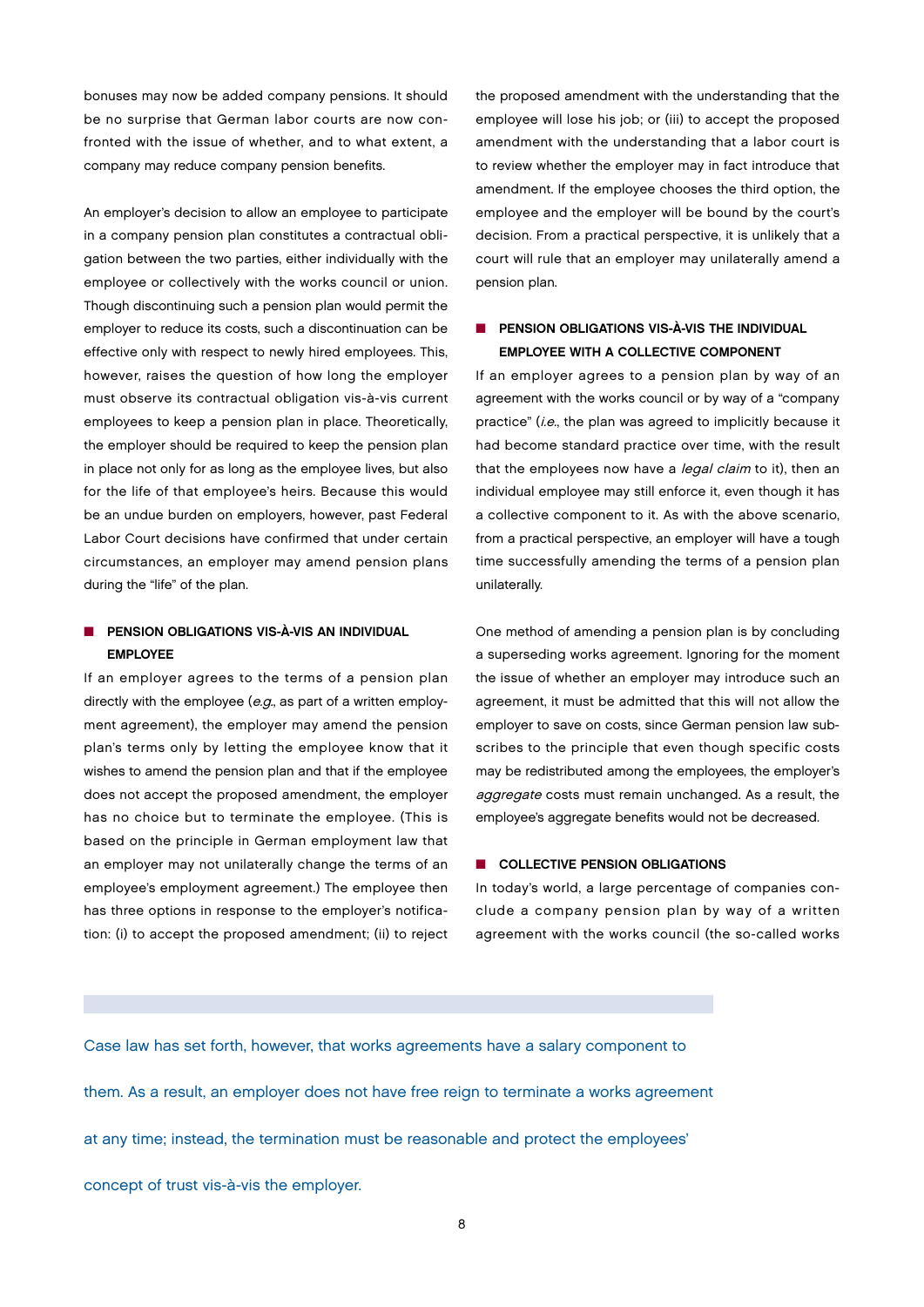bonuses may now be added company pensions. It should be no surprise that German labor courts are now confronted with the issue of whether, and to what extent, a company may reduce company pension benefits.

An employer's decision to allow an employee to participate in a company pension plan constitutes a contractual obligation between the two parties, either individually with the employee or collectively with the works council or union. Though discontinuing such a pension plan would permit the employer to reduce its costs, such a discontinuation can be effective only with respect to newly hired employees. This, however, raises the question of how long the employer must observe its contractual obligation vis-à-vis current employees to keep a pension plan in place. Theoretically, the employer should be required to keep the pension plan in place not only for as long as the employee lives, but also for the life of that employee's heirs. Because this would be an undue burden on employers, however, past Federal Labor Court decisions have confirmed that under certain circumstances, an employer may amend pension plans during the "life" of the plan.

### PENSION OBLIGATIONS VIS-À-VIS AN INDIVIDUAL EMPLOYEE

If an employer agrees to the terms of a pension plan directly with the employee (*e.g.*, as part of a written employment agreement), the employer may amend the pension plan's terms only by letting the employee know that it wishes to amend the pension plan and that if the employee does not accept the proposed amendment, the employer has no choice but to terminate the employee. (This is based on the principle in German employment law that an employer may not unilaterally change the terms of an employee's employment agreement.) The employee then has three options in response to the employer's notification: (i) to accept the proposed amendment; (ii) to reject the proposed amendment with the understanding that the employee will lose his job; or (iii) to accept the proposed amendment with the understanding that a labor court is to review whether the employer may in fact introduce that amendment. If the employee chooses the third option, the employee and the employer will be bound by the court's decision. From a practical perspective, it is unlikely that a court will rule that an employer may unilaterally amend a pension plan.

### PENSION OBLIGATIONS VIS-À-VIS THE INDIVIDUAL EMPLOYEE WITH A COLLECTIVE COMPONENT

If an employer agrees to a pension plan by way of an agreement with the works council or by way of a "company practice" (*i.e.*, the plan was agreed to implicitly because it had become standard practice over time, with the result that the employees now have a *legal claim* to it), then an individual employee may still enforce it, even though it has a collective component to it. As with the above scenario, from a practical perspective, an employer will have a tough time successfully amending the terms of a pension plan unilaterally.

One method of amending a pension plan is by concluding a superseding works agreement. Ignoring for the moment the issue of whether an employer may introduce such an agreement, it must be admitted that this will not allow the employer to save on costs, since German pension law subscribes to the principle that even though specific costs may be redistributed among the employees, the employer's *aggregate* costs must remain unchanged. As a result, the employee's aggregate benefits would not be decreased.

### COLLECTIVE PENSION OBLIGATIONS

In today's world, a large percentage of companies conclude a company pension plan by way of a written agreement with the works council (the so-called works

Case law has set forth, however, that works agreements have a salary component to them. As a result, an employer does not have free reign to terminate a works agreement at any time; instead, the termination must be reasonable and protect the employees' concept of trust vis-à-vis the employer.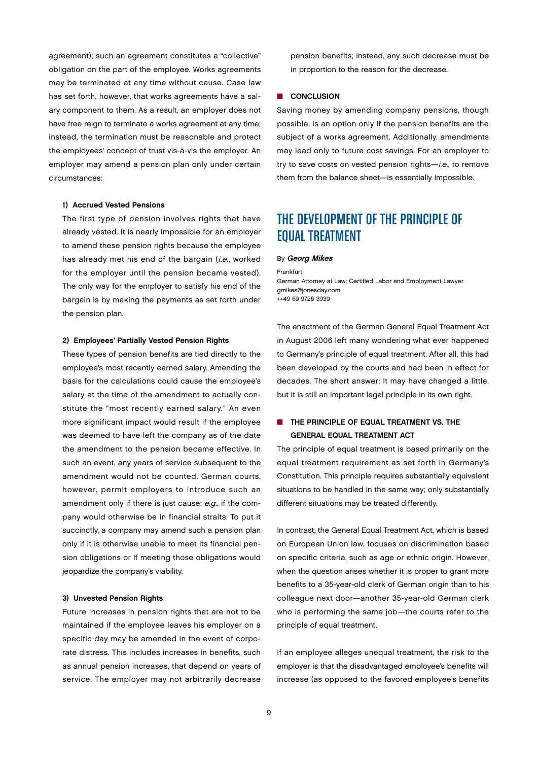agreement); such an agreement constitutes a "collective" obligation on the part of the employee. Works agreements may be terminated at any time without cause. Case law has set forth, however, that works agreements have a salary component to them. As a result, an employer does not have free reign to terminate a works agreement at any time; instead, the termination must be reasonable and protect the employees' concept of trust vis-à-vis the employer. An employer may amend a pension plan only under certain circumstances:

**1) Accrued Vested Pensions**

The first type of pension involves rights that have already vested. It is nearly impossible for an employer to amend these pension rights because the employee has already met his end of the bargain (*i.e.*, worked for the employer until the pension became vested). The only way for the employer to satisfy his end of the bargain is by making the payments as set forth under the pension plan.

**2) Employees' Partially Vested Pension Rights**

These types of pension benefits are tied directly to the employee's most recently earned salary. Amending the basis for the calculations could cause the employee's salary at the time of the amendment to actually constitute the "most recently earned salary." An even more significant impact would result if the employee was deemed to have left the company as of the date the amendment to the pension became effective. In such an event, any years of service subsequent to the amendment would not be counted. German courts, however, permit employers to introduce such an amendment only if there is just cause: *e.g.*, if the company would otherwise be in financial straits. To put it succinctly, a company may amend such a pension plan only if it is otherwise unable to meet its financial pension obligations or if meeting those obligations would jeopardize the company's viability.

**3) Unvested Pension Rights**

Future increases in pension rights that are not to be maintained if the employee leaves his employer on a specific day may be amended in the event of corporate distress. This includes increases in benefits, such as annual pension increases, that depend on years of service. The employer may not arbitrarily decrease pension benefits; instead, any such decrease must be in proportion to the reason for the decrease.

### CONCLUSION

Saving money by amending company pensions, though possible, is an option only if the pension benefits are the subject of a works agreement. Additionally, amendments may lead only to future cost savings. For an employer to try to save costs on vested pension rights—*i.e.*, to remove them from the balance sheet—is essentially impossible.

## THE DEVELOPMENT OF THE PRINCIPLE OF EQUAL TREATMENT

By ***Georg Mikes***

Frankfurt
German Attorney at Law; Certified Labor and Employment Lawyer
gmikes@jonesday.com
++49 69 9726 3939

The enactment of the German General Equal Treatment Act in August 2006 left many wondering what ever happened to Germany's principle of equal treatment. After all, this had been developed by the courts and had been in effect for decades. The short answer: It may have changed a little, but it is still an important legal principle in its own right.

### THE PRINCIPLE OF EQUAL TREATMENT VS. THE GENERAL EQUAL TREATMENT ACT

The principle of equal treatment is based primarily on the equal treatment requirement as set forth in Germany's Constitution. This principle requires substantially equivalent situations to be handled in the same way; only substantially different situations may be treated differently.

In contrast, the General Equal Treatment Act, which is based on European Union law, focuses on discrimination based on specific criteria, such as age or ethnic origin. However, when the question arises whether it is proper to grant more benefits to a 35-year-old clerk of German origin than to his colleague next door—another 35-year-old German clerk who is performing the same job—the courts refer to the principle of equal treatment.

If an employee alleges unequal treatment, the risk to the employer is that the disadvantaged employee's benefits will increase (as opposed to the favored employee's benefits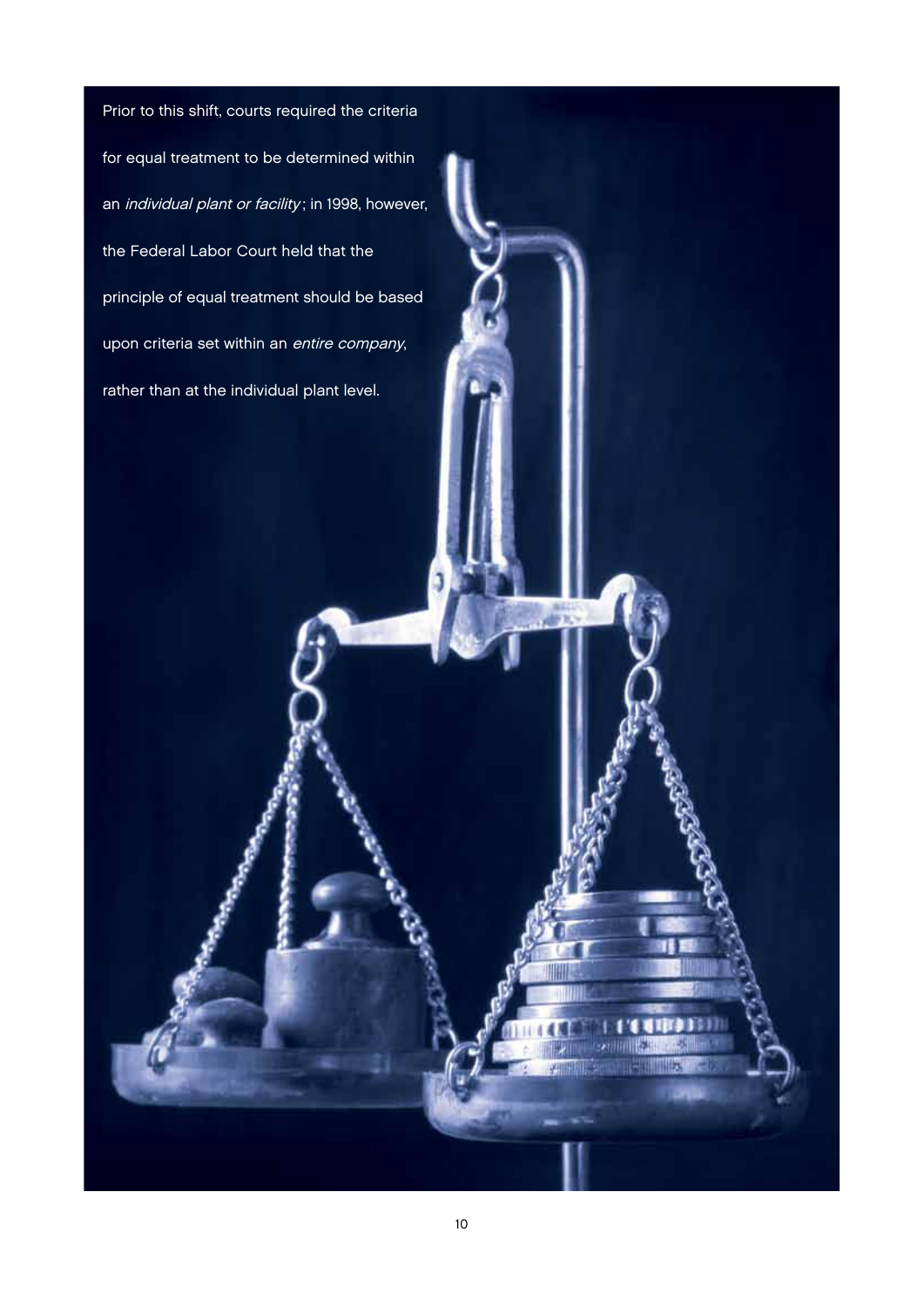Prior to this shift, courts required the criteria for equal treatment to be determined within an *individual plant or facility*; in 1998, however, the Federal Labor Court held that the principle of equal treatment should be based upon criteria set within an *entire company*, rather than at the individual plant level.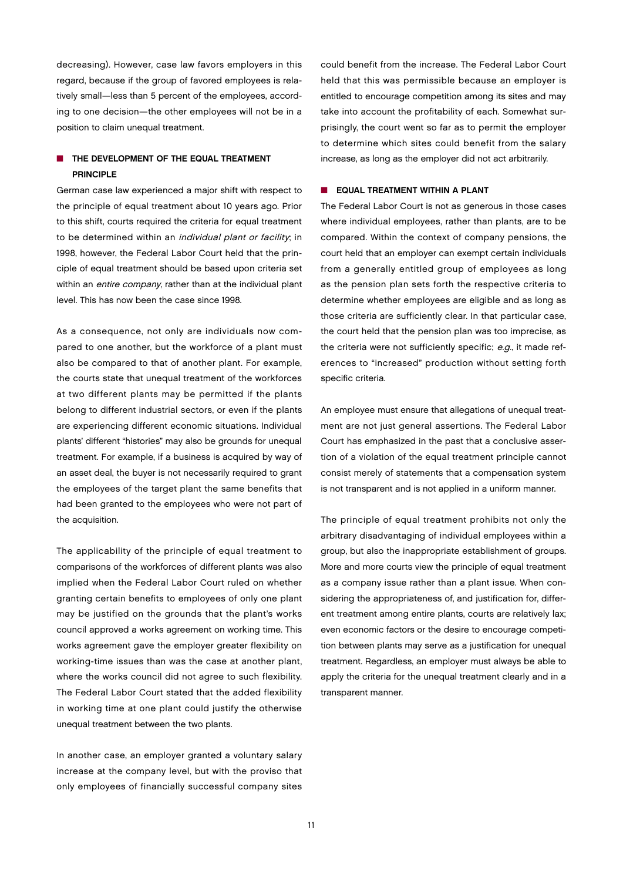decreasing). However, case law favors employers in this regard, because if the group of favored employees is relatively small—less than 5 percent of the employees, according to one decision—the other employees will not be in a position to claim unequal treatment.

## THE DEVELOPMENT OF THE EQUAL TREATMENT PRINCIPLE

German case law experienced a major shift with respect to the principle of equal treatment about 10 years ago. Prior to this shift, courts required the criteria for equal treatment to be determined within an *individual plant or facility*; in 1998, however, the Federal Labor Court held that the principle of equal treatment should be based upon criteria set within an *entire company*, rather than at the individual plant level. This has now been the case since 1998.

As a consequence, not only are individuals now compared to one another, but the workforce of a plant must also be compared to that of another plant. For example, the courts state that unequal treatment of the workforces at two different plants may be permitted if the plants belong to different industrial sectors, or even if the plants are experiencing different economic situations. Individual plants' different "histories" may also be grounds for unequal treatment. For example, if a business is acquired by way of an asset deal, the buyer is not necessarily required to grant the employees of the target plant the same benefits that had been granted to the employees who were not part of the acquisition.

The applicability of the principle of equal treatment to comparisons of the workforces of different plants was also implied when the Federal Labor Court ruled on whether granting certain benefits to employees of only one plant may be justified on the grounds that the plant's works council approved a works agreement on working time. This works agreement gave the employer greater flexibility on working-time issues than was the case at another plant, where the works council did not agree to such flexibility. The Federal Labor Court stated that the added flexibility in working time at one plant could justify the otherwise unequal treatment between the two plants.

In another case, an employer granted a voluntary salary increase at the company level, but with the proviso that only employees of financially successful company sites could benefit from the increase. The Federal Labor Court held that this was permissible because an employer is entitled to encourage competition among its sites and may take into account the profitability of each. Somewhat surprisingly, the court went so far as to permit the employer to determine which sites could benefit from the salary increase, as long as the employer did not act arbitrarily.

## EQUAL TREATMENT WITHIN A PLANT

The Federal Labor Court is not as generous in those cases where individual employees, rather than plants, are to be compared. Within the context of company pensions, the court held that an employer can exempt certain individuals from a generally entitled group of employees as long as the pension plan sets forth the respective criteria to determine whether employees are eligible and as long as those criteria are sufficiently clear. In that particular case, the court held that the pension plan was too imprecise, as the criteria were not sufficiently specific; *e.g.*, it made references to "increased" production without setting forth specific criteria.

An employee must ensure that allegations of unequal treatment are not just general assertions. The Federal Labor Court has emphasized in the past that a conclusive assertion of a violation of the equal treatment principle cannot consist merely of statements that a compensation system is not transparent and is not applied in a uniform manner.

The principle of equal treatment prohibits not only the arbitrary disadvantaging of individual employees within a group, but also the inappropriate establishment of groups. More and more courts view the principle of equal treatment as a company issue rather than a plant issue. When considering the appropriateness of, and justification for, different treatment among entire plants, courts are relatively lax; even economic factors or the desire to encourage competition between plants may serve as a justification for unequal treatment. Regardless, an employer must always be able to apply the criteria for the unequal treatment clearly and in a transparent manner.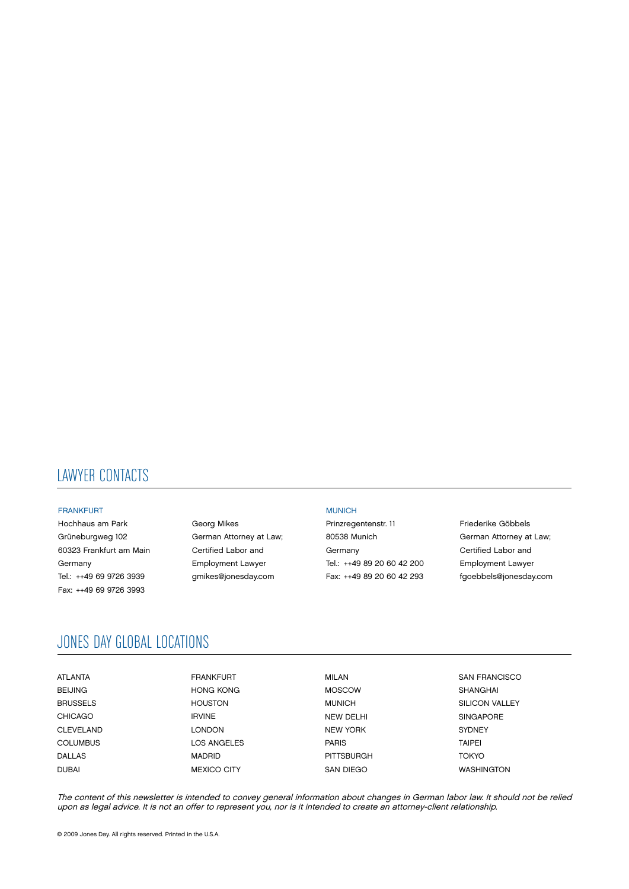## LAWYER CONTACTS

**FRANKFURT**
Hochhaus am Park
Grüneburgweg 102
60323 Frankfurt am Main
Germany
Tel.: ++49 69 9726 3939
Fax: ++49 69 9726 3993

Georg Mikes
German Attorney at Law;
Certified Labor and
Employment Lawyer
gmikes@jonesday.com

**MUNICH**
Prinzregentenstr. 11
80538 Munich
Germany
Tel.: ++49 89 20 60 42 200
Fax: ++49 89 20 60 42 293

Friederike Göbbels
German Attorney at Law;
Certified Labor and
Employment Lawyer
fgoebbels@jonesday.com

## JONES DAY GLOBAL LOCATIONS

ATLANTA
BEIJING
BRUSSELS
CHICAGO
CLEVELAND
COLUMBUS
DALLAS
DUBAI
FRANKFURT
HONG KONG
HOUSTON
IRVINE
LONDON
LOS ANGELES
MADRID
MEXICO CITY
MILAN
MOSCOW
MUNICH
NEW DELHI
NEW YORK
PARIS
PITTSBURGH
SAN DIEGO
SAN FRANCISCO
SHANGHAI
SILICON VALLEY
SINGAPORE
SYDNEY
TAIPEI
TOKYO
WASHINGTON

*The content of this newsletter is intended to convey general information about changes in German labor law. It should not be relied upon as legal advice. It is not an offer to represent you, nor is it intended to create an attorney-client relationship.*

© 2009 Jones Day. All rights reserved. Printed in the U.S.A.